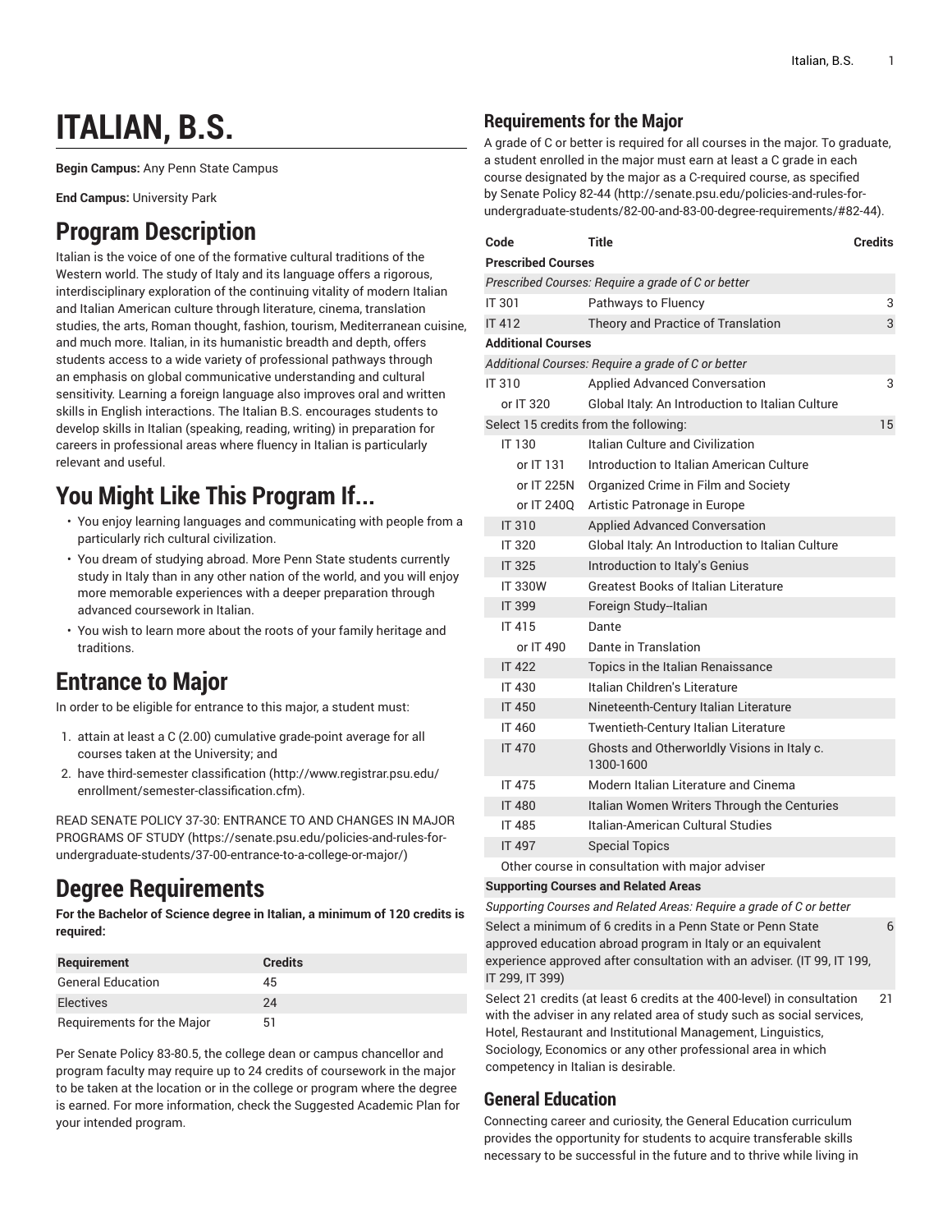# ITALIAN, B.S.

**Begin Campus:** Any Penn State Campus

**End Campus:** University Park

# Program Description

Italian is the voice of one of the formative cultural traditions of the Western world. The study of Italy and its language offers a rigorous, interdisciplinary exploration of the continuing vitality of modern Italian and Italian American culture through literature, cinema, translation studies, the arts, Roman thought, fashion, tourism, Mediterranean cuisine, and much more. Italian, in its humanistic breadth and depth, offers students access to a wide variety of professional pathways through an emphasis on global communicative understanding and cultural sensitivity. Learning a foreign language also improves oral and written skills in English interactions. The Italian B.S. encourages students to develop skills in Italian (speaking, reading, writing) in preparation for careers in professional areas where fluency in Italian is particularly relevant and useful.

# You Might Like This Program If...

- You enjoy learning languages and communicating with people from a particularly rich cultural civilization.
- You dream of studying abroad. More Penn State students currently study in Italy than in any other nation of the world, and you will enjoy more memorable experiences with a deeper preparation through advanced coursework in Italian.
- You wish to learn more about the roots of your family heritage and traditions.

# Entrance to Major

In order to be eligible for entrance to this major, a student must:

1. attain at least a C (2.00) cumulative grade-point average for all courses taken at the University; and
2. have third-semester classification (http://www.registrar.psu.edu/enrollment/semester-classification.cfm).

READ SENATE POLICY 37-30: ENTRANCE TO AND CHANGES IN MAJOR PROGRAMS OF STUDY (https://senate.psu.edu/policies-and-rules-for-undergraduate-students/37-00-entrance-to-a-college-or-major/)

# Degree Requirements

**For the Bachelor of Science degree in Italian, a minimum of 120 credits is required:**

| Requirement | Credits |
|---|---|
| General Education | 45 |
| Electives | 24 |
| Requirements for the Major | 51 |

Per Senate Policy 83-80.5, the college dean or campus chancellor and program faculty may require up to 24 credits of coursework in the major to be taken at the location or in the college or program where the degree is earned. For more information, check the Suggested Academic Plan for your intended program.

## Requirements for the Major

A grade of C or better is required for all courses in the major. To graduate, a student enrolled in the major must earn at least a C grade in each course designated by the major as a C-required course, as specified by Senate Policy 82-44 (http://senate.psu.edu/policies-and-rules-for-undergraduate-students/82-00-and-83-00-degree-requirements/#82-44).

| Code | Title | Credits |
|---|---|---|
| **Prescribed Courses** | | |
| *Prescribed Courses: Require a grade of C or better* | | |
| IT 301 | Pathways to Fluency | 3 |
| IT 412 | Theory and Practice of Translation | 3 |
| **Additional Courses** | | |
| *Additional Courses: Require a grade of C or better* | | |
| IT 310 | Applied Advanced Conversation | 3 |
| or IT 320 | Global Italy: An Introduction to Italian Culture | |
| Select 15 credits from the following: | | 15 |
| IT 130 | Italian Culture and Civilization | |
| or IT 131 | Introduction to Italian American Culture | |
| or IT 225N | Organized Crime in Film and Society | |
| or IT 240Q | Artistic Patronage in Europe | |
| IT 310 | Applied Advanced Conversation | |
| IT 320 | Global Italy: An Introduction to Italian Culture | |
| IT 325 | Introduction to Italy's Genius | |
| IT 330W | Greatest Books of Italian Literature | |
| IT 399 | Foreign Study--Italian | |
| IT 415 | Dante | |
| or IT 490 | Dante in Translation | |
| IT 422 | Topics in the Italian Renaissance | |
| IT 430 | Italian Children's Literature | |
| IT 450 | Nineteenth-Century Italian Literature | |
| IT 460 | Twentieth-Century Italian Literature | |
| IT 470 | Ghosts and Otherworldly Visions in Italy c. 1300-1600 | |
| IT 475 | Modern Italian Literature and Cinema | |
| IT 480 | Italian Women Writers Through the Centuries | |
| IT 485 | Italian-American Cultural Studies | |
| IT 497 | Special Topics | |
| Other course in consultation with major adviser | | |
| **Supporting Courses and Related Areas** | | |
| *Supporting Courses and Related Areas: Require a grade of C or better* | | |
| Select a minimum of 6 credits in a Penn State or Penn State approved education abroad program in Italy or an equivalent experience approved after consultation with an adviser. (IT 99, IT 199, IT 299, IT 399) | | 6 |
| Select 21 credits (at least 6 credits at the 400-level) in consultation with the adviser in any related area of study such as social services, Hotel, Restaurant and Institutional Management, Linguistics, Sociology, Economics or any other professional area in which competency in Italian is desirable. | | 21 |

## General Education

Connecting career and curiosity, the General Education curriculum provides the opportunity for students to acquire transferable skills necessary to be successful in the future and to thrive while living in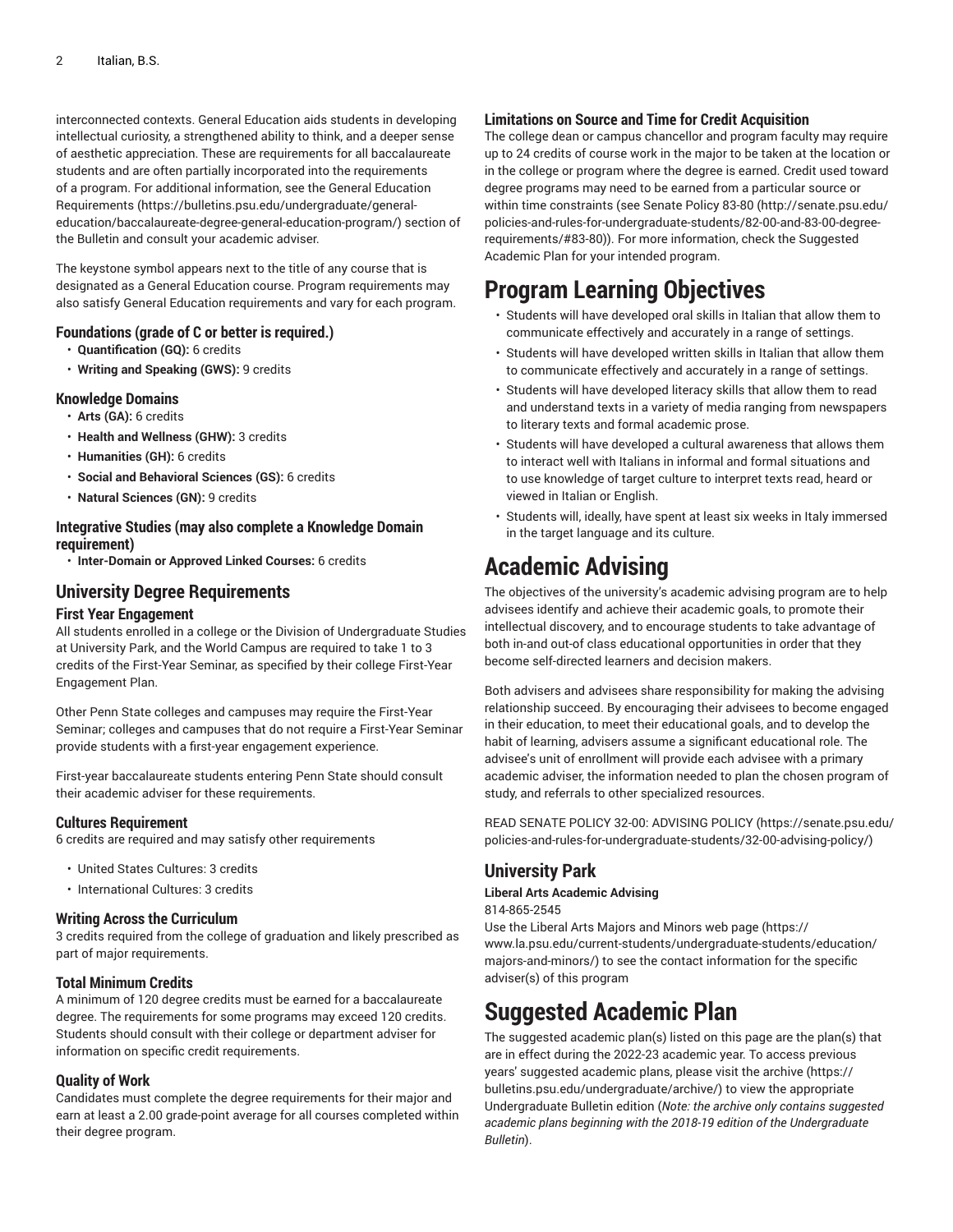interconnected contexts. General Education aids students in developing intellectual curiosity, a strengthened ability to think, and a deeper sense of aesthetic appreciation. These are requirements for all baccalaureate students and are often partially incorporated into the requirements of a program. For additional information, see the General Education Requirements (https://bulletins.psu.edu/undergraduate/general-education/baccalaureate-degree-general-education-program/) section of the Bulletin and consult your academic adviser.

The keystone symbol appears next to the title of any course that is designated as a General Education course. Program requirements may also satisfy General Education requirements and vary for each program.

### Foundations (grade of C or better is required.)

- **Quantification (GQ):** 6 credits
- **Writing and Speaking (GWS):** 9 credits

### Knowledge Domains

- **Arts (GA):** 6 credits
- **Health and Wellness (GHW):** 3 credits
- **Humanities (GH):** 6 credits
- **Social and Behavioral Sciences (GS):** 6 credits
- **Natural Sciences (GN):** 9 credits

### Integrative Studies (may also complete a Knowledge Domain requirement)

- **Inter-Domain or Approved Linked Courses:** 6 credits

## University Degree Requirements

### First Year Engagement

All students enrolled in a college or the Division of Undergraduate Studies at University Park, and the World Campus are required to take 1 to 3 credits of the First-Year Seminar, as specified by their college First-Year Engagement Plan.

Other Penn State colleges and campuses may require the First-Year Seminar; colleges and campuses that do not require a First-Year Seminar provide students with a first-year engagement experience.

First-year baccalaureate students entering Penn State should consult their academic adviser for these requirements.

### Cultures Requirement

6 credits are required and may satisfy other requirements

- United States Cultures: 3 credits
- International Cultures: 3 credits

### Writing Across the Curriculum

3 credits required from the college of graduation and likely prescribed as part of major requirements.

### Total Minimum Credits

A minimum of 120 degree credits must be earned for a baccalaureate degree. The requirements for some programs may exceed 120 credits. Students should consult with their college or department adviser for information on specific credit requirements.

### Quality of Work

Candidates must complete the degree requirements for their major and earn at least a 2.00 grade-point average for all courses completed within their degree program.

### Limitations on Source and Time for Credit Acquisition

The college dean or campus chancellor and program faculty may require up to 24 credits of course work in the major to be taken at the location or in the college or program where the degree is earned. Credit used toward degree programs may need to be earned from a particular source or within time constraints (see Senate Policy 83-80 (http://senate.psu.edu/policies-and-rules-for-undergraduate-students/82-00-and-83-00-degree-requirements/#83-80)). For more information, check the Suggested Academic Plan for your intended program.

# Program Learning Objectives

- Students will have developed oral skills in Italian that allow them to communicate effectively and accurately in a range of settings.
- Students will have developed written skills in Italian that allow them to communicate effectively and accurately in a range of settings.
- Students will have developed literacy skills that allow them to read and understand texts in a variety of media ranging from newspapers to literary texts and formal academic prose.
- Students will have developed a cultural awareness that allows them to interact well with Italians in informal and formal situations and to use knowledge of target culture to interpret texts read, heard or viewed in Italian or English.
- Students will, ideally, have spent at least six weeks in Italy immersed in the target language and its culture.

# Academic Advising

The objectives of the university's academic advising program are to help advisees identify and achieve their academic goals, to promote their intellectual discovery, and to encourage students to take advantage of both in-and out-of class educational opportunities in order that they become self-directed learners and decision makers.

Both advisers and advisees share responsibility for making the advising relationship succeed. By encouraging their advisees to become engaged in their education, to meet their educational goals, and to develop the habit of learning, advisers assume a significant educational role. The advisee's unit of enrollment will provide each advisee with a primary academic adviser, the information needed to plan the chosen program of study, and referrals to other specialized resources.

READ SENATE POLICY 32-00: ADVISING POLICY (https://senate.psu.edu/policies-and-rules-for-undergraduate-students/32-00-advising-policy/)

## University Park

**Liberal Arts Academic Advising**

814-865-2545

Use the Liberal Arts Majors and Minors web page (https://www.la.psu.edu/current-students/undergraduate-students/education/majors-and-minors/) to see the contact information for the specific adviser(s) of this program

# Suggested Academic Plan

The suggested academic plan(s) listed on this page are the plan(s) that are in effect during the 2022-23 academic year. To access previous years' suggested academic plans, please visit the archive (https://bulletins.psu.edu/undergraduate/archive/) to view the appropriate Undergraduate Bulletin edition (*Note: the archive only contains suggested academic plans beginning with the 2018-19 edition of the Undergraduate Bulletin*).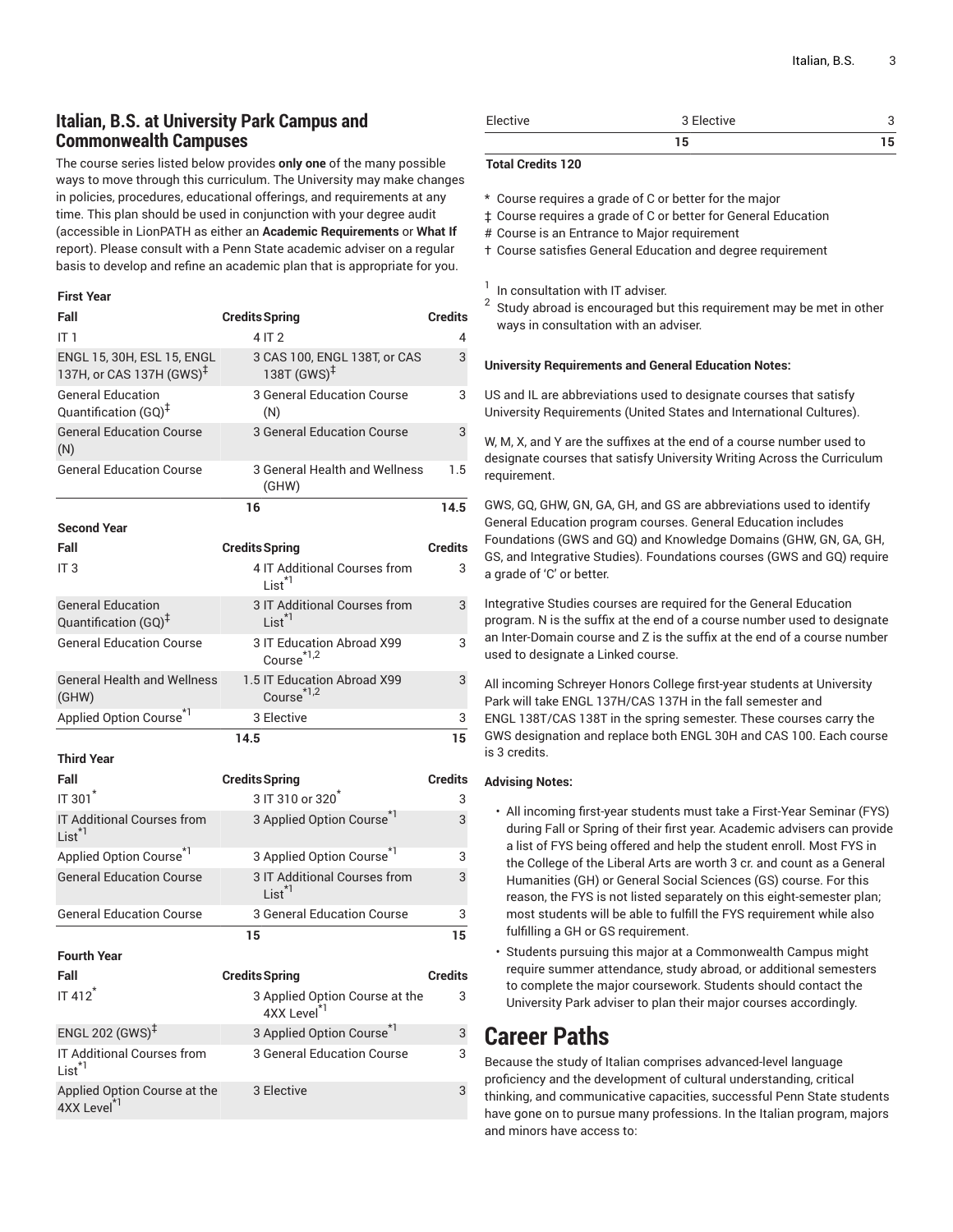## Italian, B.S. at University Park Campus and Commonwealth Campuses

The course series listed below provides **only one** of the many possible ways to move through this curriculum. The University may make changes in policies, procedures, educational offerings, and requirements at any time. This plan should be used in conjunction with your degree audit (accessible in LionPATH as either an **Academic Requirements** or **What If** report). Please consult with a Penn State academic adviser on a regular basis to develop and refine an academic plan that is appropriate for you.

| **First Year** | | | |
|---|---|---|---|
| **Fall** | **Credits** | **Spring** | **Credits** |
| IT 1 | 4 | IT 2 | 4 |
| ENGL 15, 30H, ESL 15, ENGL 137H, or CAS 137H (GWS)‡ | 3 | CAS 100, ENGL 138T, or CAS 138T (GWS)‡ | 3 |
| General Education Quantification (GQ)‡ | 3 | General Education Course (N) | 3 |
| General Education Course (N) | 3 | General Education Course | 3 |
| General Education Course | 3 | General Health and Wellness (GHW) | 1.5 |
| | 16 | | 14.5 |
| **Second Year** | | | |
| **Fall** | **Credits** | **Spring** | **Credits** |
| IT 3 | 4 | IT Additional Courses from List*[1] | 3 |
| General Education Quantification (GQ)‡ | 3 | IT Additional Courses from List*[1] | 3 |
| General Education Course | 3 | IT Education Abroad X99 Course*[1,2] | 3 |
| General Health and Wellness (GHW) | 1.5 | IT Education Abroad X99 Course*[1,2] | 3 |
| Applied Option Course*[1] | 3 | Elective | 3 |
| | 14.5 | | 15 |
| **Third Year** | | | |
| **Fall** | **Credits** | **Spring** | **Credits** |
| IT 301* | 3 | IT 310 or 320* | 3 |
| IT Additional Courses from List*[1] | 3 | Applied Option Course*[1] | 3 |
| Applied Option Course*[1] | 3 | Applied Option Course*[1] | 3 |
| General Education Course | 3 | IT Additional Courses from List*[1] | 3 |
| General Education Course | 3 | General Education Course | 3 |
| | 15 | | 15 |
| **Fourth Year** | | | |
| **Fall** | **Credits** | **Spring** | **Credits** |
| IT 412* | 3 | Applied Option Course at the 4XX Level*[1] | 3 |
| ENGL 202 (GWS)‡ | 3 | Applied Option Course*[1] | 3 |
| IT Additional Courses from List*[1] | 3 | General Education Course | 3 |
| Applied Option Course at the 4XX Level*[1] | 3 | Elective | 3 |
| Elective | 3 | Elective | 3 |
| | 15 | | 15 |

**Total Credits 120**

\* Course requires a grade of C or better for the major

‡ Course requires a grade of C or better for General Education

\# Course is an Entrance to Major requirement

† Course satisfies General Education and degree requirement

[1] In consultation with IT adviser.

[2] Study abroad is encouraged but this requirement may be met in other ways in consultation with an adviser.

**University Requirements and General Education Notes:**

US and IL are abbreviations used to designate courses that satisfy University Requirements (United States and International Cultures).

W, M, X, and Y are the suffixes at the end of a course number used to designate courses that satisfy University Writing Across the Curriculum requirement.

GWS, GQ, GHW, GN, GA, GH, and GS are abbreviations used to identify General Education program courses. General Education includes Foundations (GWS and GQ) and Knowledge Domains (GHW, GN, GA, GH, GS, and Integrative Studies). Foundations courses (GWS and GQ) require a grade of 'C' or better.

Integrative Studies courses are required for the General Education program. N is the suffix at the end of a course number used to designate an Inter-Domain course and Z is the suffix at the end of a course number used to designate a Linked course.

All incoming Schreyer Honors College first-year students at University Park will take ENGL 137H/CAS 137H in the fall semester and ENGL 138T/CAS 138T in the spring semester. These courses carry the GWS designation and replace both ENGL 30H and CAS 100. Each course is 3 credits.

**Advising Notes:**

- All incoming first-year students must take a First-Year Seminar (FYS) during Fall or Spring of their first year. Academic advisers can provide a list of FYS being offered and help the student enroll. Most FYS in the College of the Liberal Arts are worth 3 cr. and count as a General Humanities (GH) or General Social Sciences (GS) course. For this reason, the FYS is not listed separately on this eight-semester plan; most students will be able to fulfill the FYS requirement while also fulfilling a GH or GS requirement.
- Students pursuing this major at a Commonwealth Campus might require summer attendance, study abroad, or additional semesters to complete the major coursework. Students should contact the University Park adviser to plan their major courses accordingly.

# Career Paths

Because the study of Italian comprises advanced-level language proficiency and the development of cultural understanding, critical thinking, and communicative capacities, successful Penn State students have gone on to pursue many professions. In the Italian program, majors and minors have access to: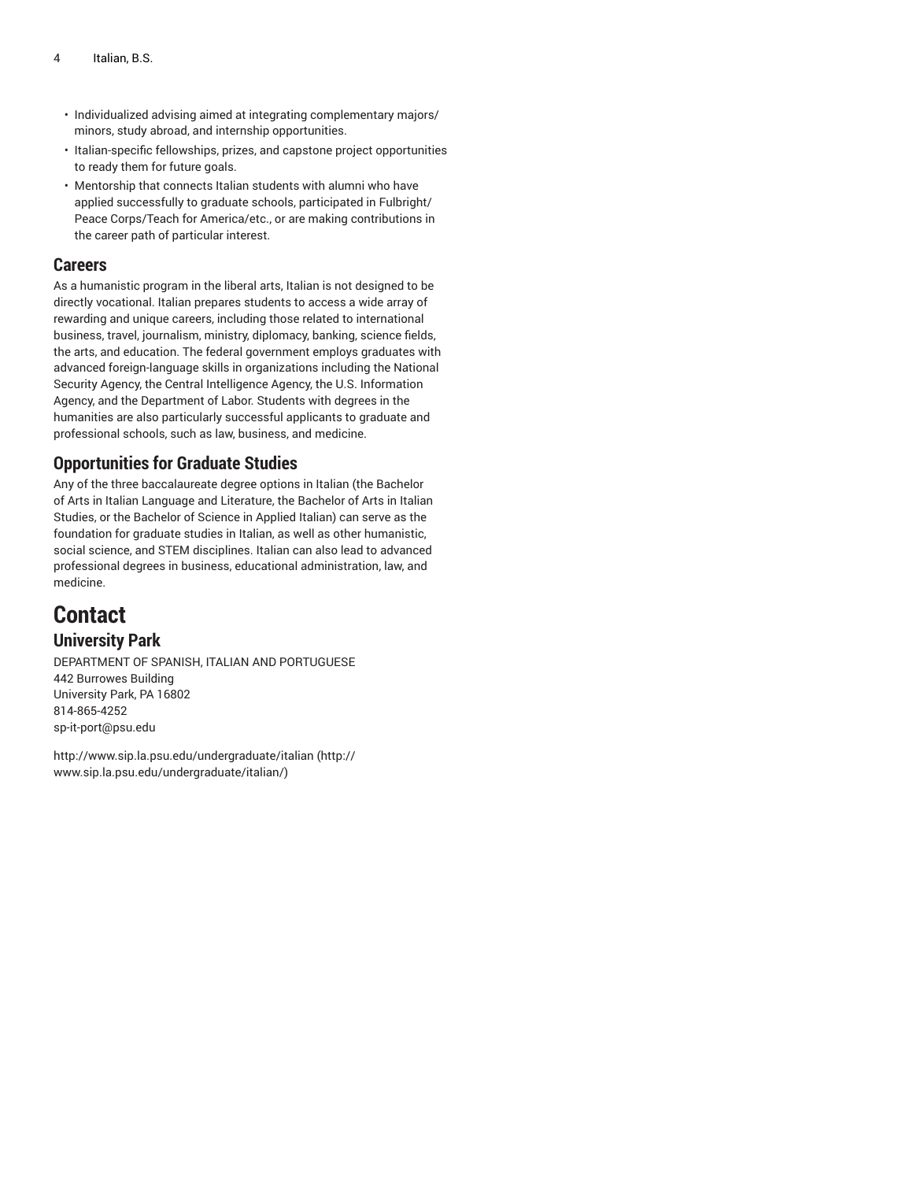- Individualized advising aimed at integrating complementary majors/minors, study abroad, and internship opportunities.
- Italian-specific fellowships, prizes, and capstone project opportunities to ready them for future goals.
- Mentorship that connects Italian students with alumni who have applied successfully to graduate schools, participated in Fulbright/Peace Corps/Teach for America/etc., or are making contributions in the career path of particular interest.

## Careers

As a humanistic program in the liberal arts, Italian is not designed to be directly vocational. Italian prepares students to access a wide array of rewarding and unique careers, including those related to international business, travel, journalism, ministry, diplomacy, banking, science fields, the arts, and education. The federal government employs graduates with advanced foreign-language skills in organizations including the National Security Agency, the Central Intelligence Agency, the U.S. Information Agency, and the Department of Labor. Students with degrees in the humanities are also particularly successful applicants to graduate and professional schools, such as law, business, and medicine.

## Opportunities for Graduate Studies

Any of the three baccalaureate degree options in Italian (the Bachelor of Arts in Italian Language and Literature, the Bachelor of Arts in Italian Studies, or the Bachelor of Science in Applied Italian) can serve as the foundation for graduate studies in Italian, as well as other humanistic, social science, and STEM disciplines. Italian can also lead to advanced professional degrees in business, educational administration, law, and medicine.

# Contact

## University Park

DEPARTMENT OF SPANISH, ITALIAN AND PORTUGUESE
442 Burrowes Building
University Park, PA 16802
814-865-4252
sp-it-port@psu.edu

http://www.sip.la.psu.edu/undergraduate/italian (http://www.sip.la.psu.edu/undergraduate/italian/)